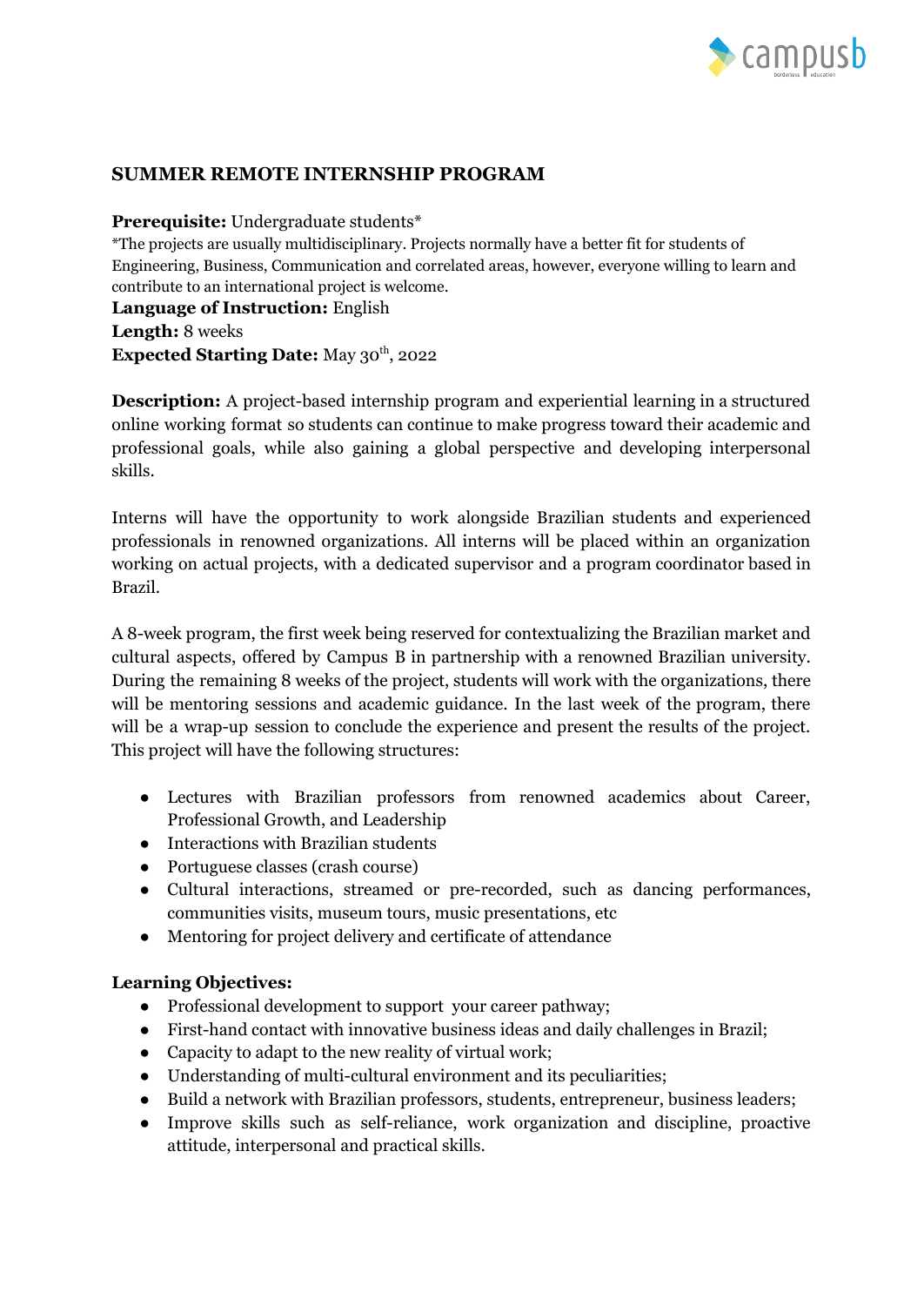## SUMMER REMOTE INTERNSHIP PROGRAM

**Prerequisite:** Undergraduate students*

*The projects are usually multidisciplinary. Projects normally have a better fit for students of Engineering, Business, Communication and correlated areas, however, everyone willing to learn and contribute to an international project is welcome.

**Language of Instruction:** English

**Length:** 8 weeks

**Expected Starting Date:** May 30th, 2022

**Description:** A project-based internship program and experiential learning in a structured online working format so students can continue to make progress toward their academic and professional goals, while also gaining a global perspective and developing interpersonal skills.

Interns will have the opportunity to work alongside Brazilian students and experienced professionals in renowned organizations. All interns will be placed within an organization working on actual projects, with a dedicated supervisor and a program coordinator based in Brazil.

A 8-week program, the first week being reserved for contextualizing the Brazilian market and cultural aspects, offered by Campus B in partnership with a renowned Brazilian university. During the remaining 8 weeks of the project, students will work with the organizations, there will be mentoring sessions and academic guidance. In the last week of the program, there will be a wrap-up session to conclude the experience and present the results of the project. This project will have the following structures:

- Lectures with Brazilian professors from renowned academics about Career, Professional Growth, and Leadership
- Interactions with Brazilian students
- Portuguese classes (crash course)
- Cultural interactions, streamed or pre-recorded, such as dancing performances, communities visits, museum tours, music presentations, etc
- Mentoring for project delivery and certificate of attendance

**Learning Objectives:**

- Professional development to support your career pathway;
- First-hand contact with innovative business ideas and daily challenges in Brazil;
- Capacity to adapt to the new reality of virtual work;
- Understanding of multi-cultural environment and its peculiarities;
- Build a network with Brazilian professors, students, entrepreneur, business leaders;
- Improve skills such as self-reliance, work organization and discipline, proactive attitude, interpersonal and practical skills.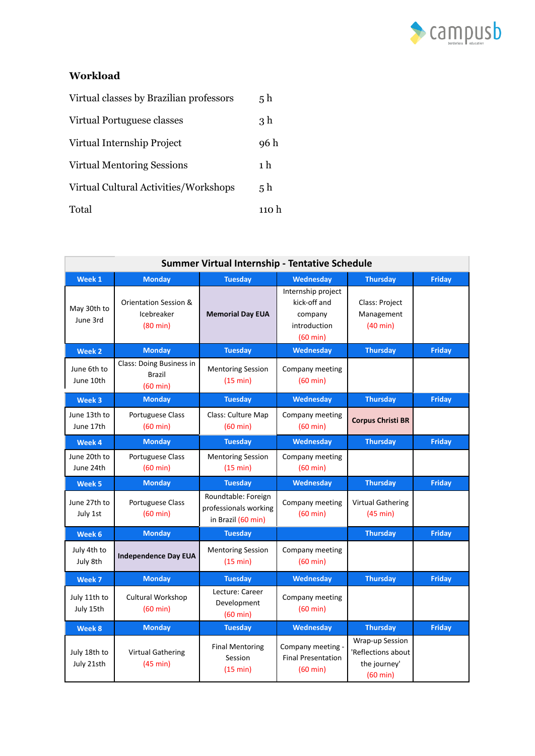## Workload

| | |
|---|---|
| Virtual classes by Brazilian professors | 5 h |
| Virtual Portuguese classes | 3 h |
| Virtual Internship Project | 96 h |
| Virtual Mentoring Sessions | 1 h |
| Virtual Cultural Activities/Workshops | 5 h |
| Total | 110 h |

**Summer Virtual Internship - Tentative Schedule**

| Week 1 | Monday | Tuesday | Wednesday | Thursday | Friday |
|---|---|---|---|---|---|
| May 30th to June 3rd | Orientation Session & Icebreaker (80 min) | **Memorial Day EUA** | Internship project kick-off and company introduction (60 min) | Class: Project Management (40 min) | |
| **Week 2** | **Monday** | **Tuesday** | **Wednesday** | **Thursday** | **Friday** |
| June 6th to June 10th | Class: Doing Business in Brazil (60 min) | Mentoring Session (15 min) | Company meeting (60 min) | | |
| **Week 3** | **Monday** | **Tuesday** | **Wednesday** | **Thursday** | **Friday** |
| June 13th to June 17th | Portuguese Class (60 min) | Class: Culture Map (60 min) | Company meeting (60 min) | **Corpus Christi BR** | |
| **Week 4** | **Monday** | **Tuesday** | **Wednesday** | **Thursday** | **Friday** |
| June 20th to June 24th | Portuguese Class (60 min) | Mentoring Session (15 min) | Company meeting (60 min) | | |
| **Week 5** | **Monday** | **Tuesday** | **Wednesday** | **Thursday** | **Friday** |
| June 27th to July 1st | Portuguese Class (60 min) | Roundtable: Foreign professionals working in Brazil (60 min) | Company meeting (60 min) | Virtual Gathering (45 min) | |
| **Week 6** | **Monday** | **Tuesday** | | **Thursday** | **Friday** |
| July 4th to July 8th | **Independence Day EUA** | Mentoring Session (15 min) | Company meeting (60 min) | | |
| **Week 7** | **Monday** | **Tuesday** | **Wednesday** | **Thursday** | **Friday** |
| July 11th to July 15th | Cultural Workshop (60 min) | Lecture: Career Development (60 min) | Company meeting (60 min) | | |
| **Week 8** | **Monday** | **Tuesday** | **Wednesday** | **Thursday** | **Friday** |
| July 18th to July 21sth | Virtual Gathering (45 min) | Final Mentoring Session (15 min) | Company meeting - Final Presentation (60 min) | Wrap-up Session 'Reflections about the journey' (60 min) | |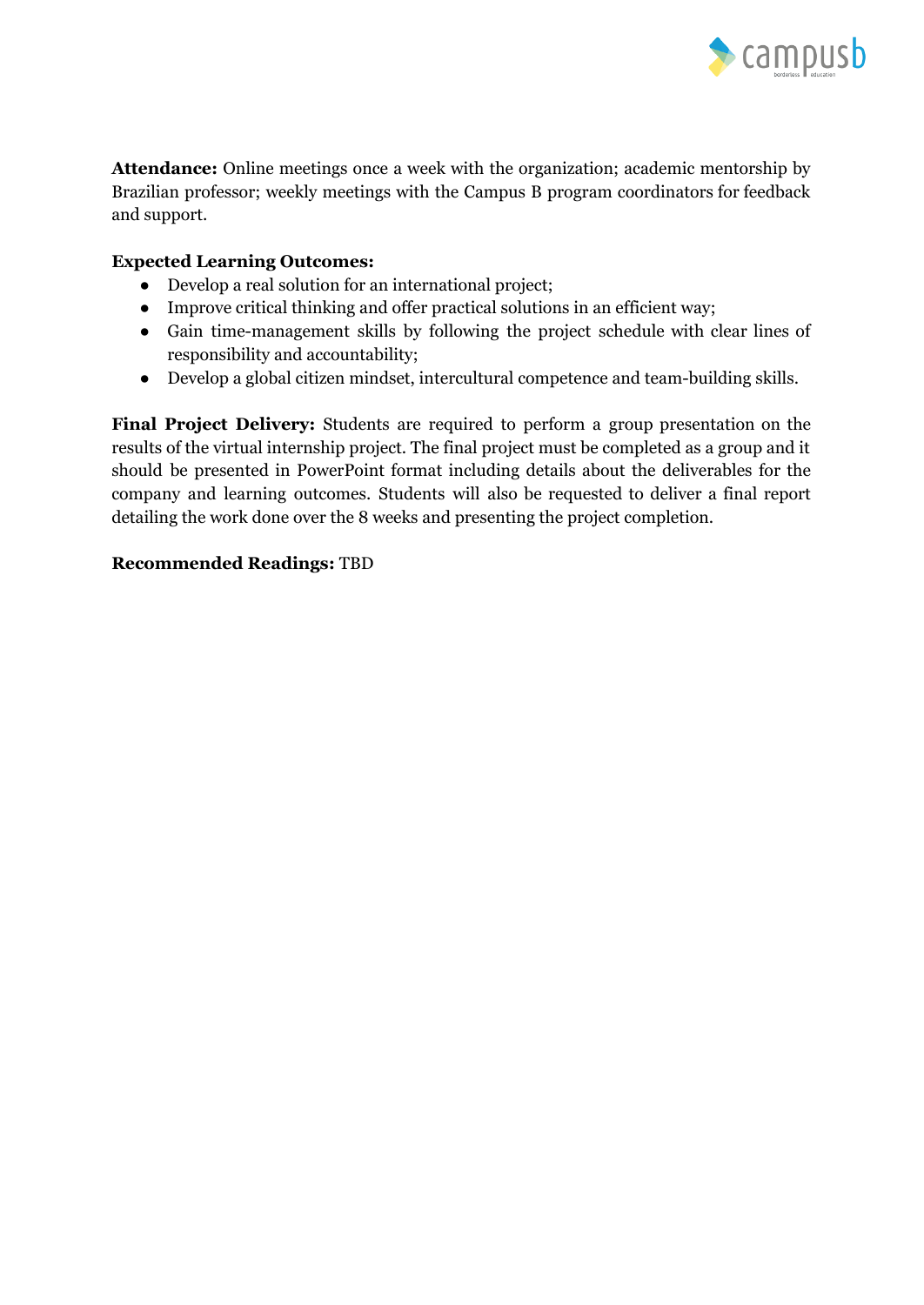**Attendance:** Online meetings once a week with the organization; academic mentorship by Brazilian professor; weekly meetings with the Campus B program coordinators for feedback and support.

**Expected Learning Outcomes:**

- Develop a real solution for an international project;
- Improve critical thinking and offer practical solutions in an efficient way;
- Gain time-management skills by following the project schedule with clear lines of responsibility and accountability;
- Develop a global citizen mindset, intercultural competence and team-building skills.

**Final Project Delivery:** Students are required to perform a group presentation on the results of the virtual internship project. The final project must be completed as a group and it should be presented in PowerPoint format including details about the deliverables for the company and learning outcomes. Students will also be requested to deliver a final report detailing the work done over the 8 weeks and presenting the project completion.

**Recommended Readings:** TBD